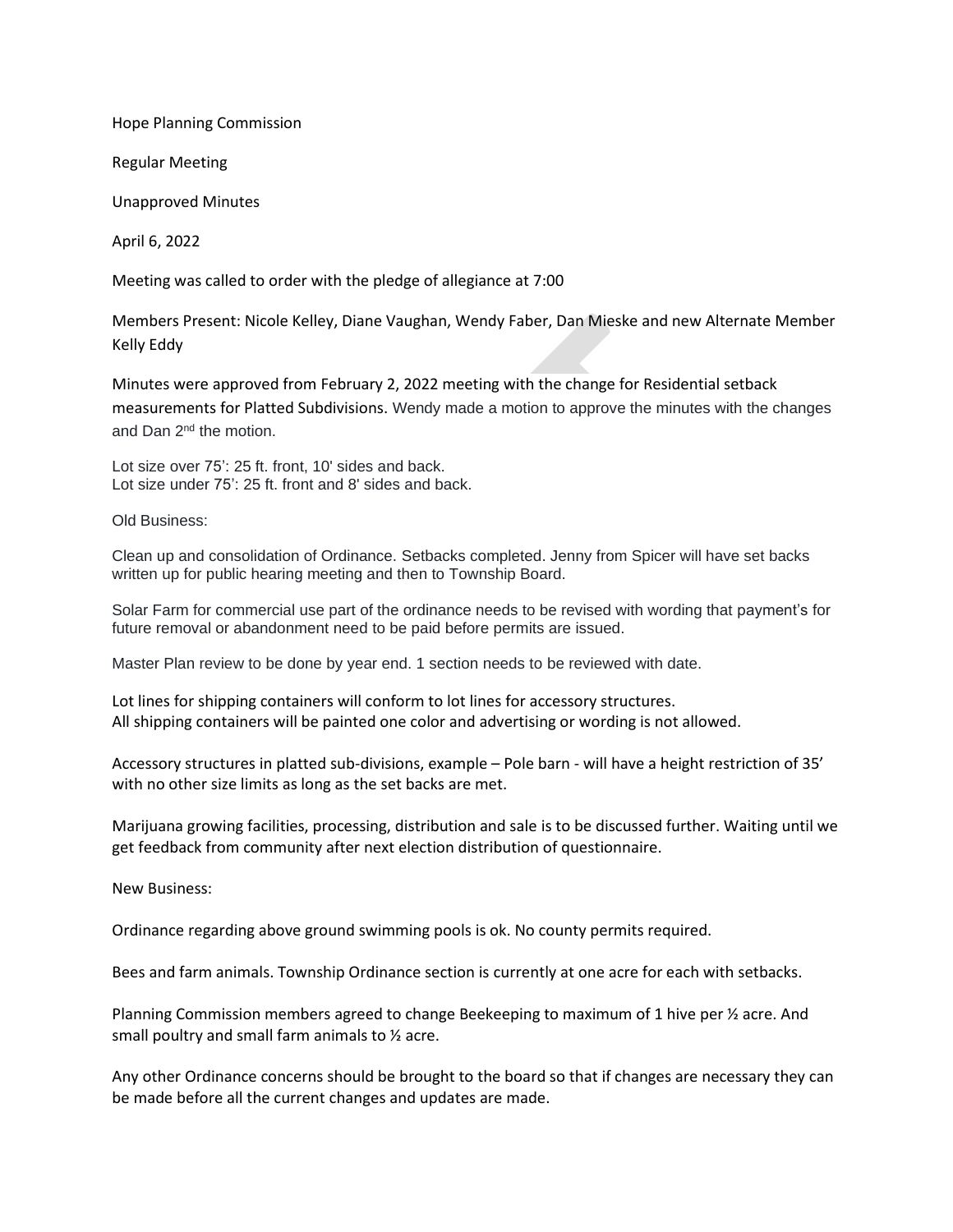Hope Planning Commission

Regular Meeting

Unapproved Minutes

April 6, 2022

Meeting was called to order with the pledge of allegiance at 7:00

Members Present: Nicole Kelley, Diane Vaughan, Wendy Faber, Dan Mieske and new Alternate Member Kelly Eddy

Minutes were approved from February 2, 2022 meeting with the change for Residential setback measurements for Platted Subdivisions. Wendy made a motion to approve the minutes with the changes and Dan 2nd the motion.

Lot size over 75': 25 ft. front, 10' sides and back.
Lot size under 75': 25 ft. front and 8' sides and back.

Old Business:

Clean up and consolidation of Ordinance. Setbacks completed. Jenny from Spicer will have set backs written up for public hearing meeting and then to Township Board.

Solar Farm for commercial use part of the ordinance needs to be revised with wording that payment's for future removal or abandonment need to be paid before permits are issued.

Master Plan review to be done by year end. 1 section needs to be reviewed with date.

Lot lines for shipping containers will conform to lot lines for accessory structures.
All shipping containers will be painted one color and advertising or wording is not allowed.

Accessory structures in platted sub-divisions, example – Pole barn - will have a height restriction of 35' with no other size limits as long as the set backs are met.

Marijuana growing facilities, processing, distribution and sale is to be discussed further. Waiting until we get feedback from community after next election distribution of questionnaire.

New Business:

Ordinance regarding above ground swimming pools is ok. No county permits required.

Bees and farm animals. Township Ordinance section is currently at one acre for each with setbacks.

Planning Commission members agreed to change Beekeeping to maximum of 1 hive per ½ acre. And small poultry and small farm animals to ½ acre.

Any other Ordinance concerns should be brought to the board so that if changes are necessary they can be made before all the current changes and updates are made.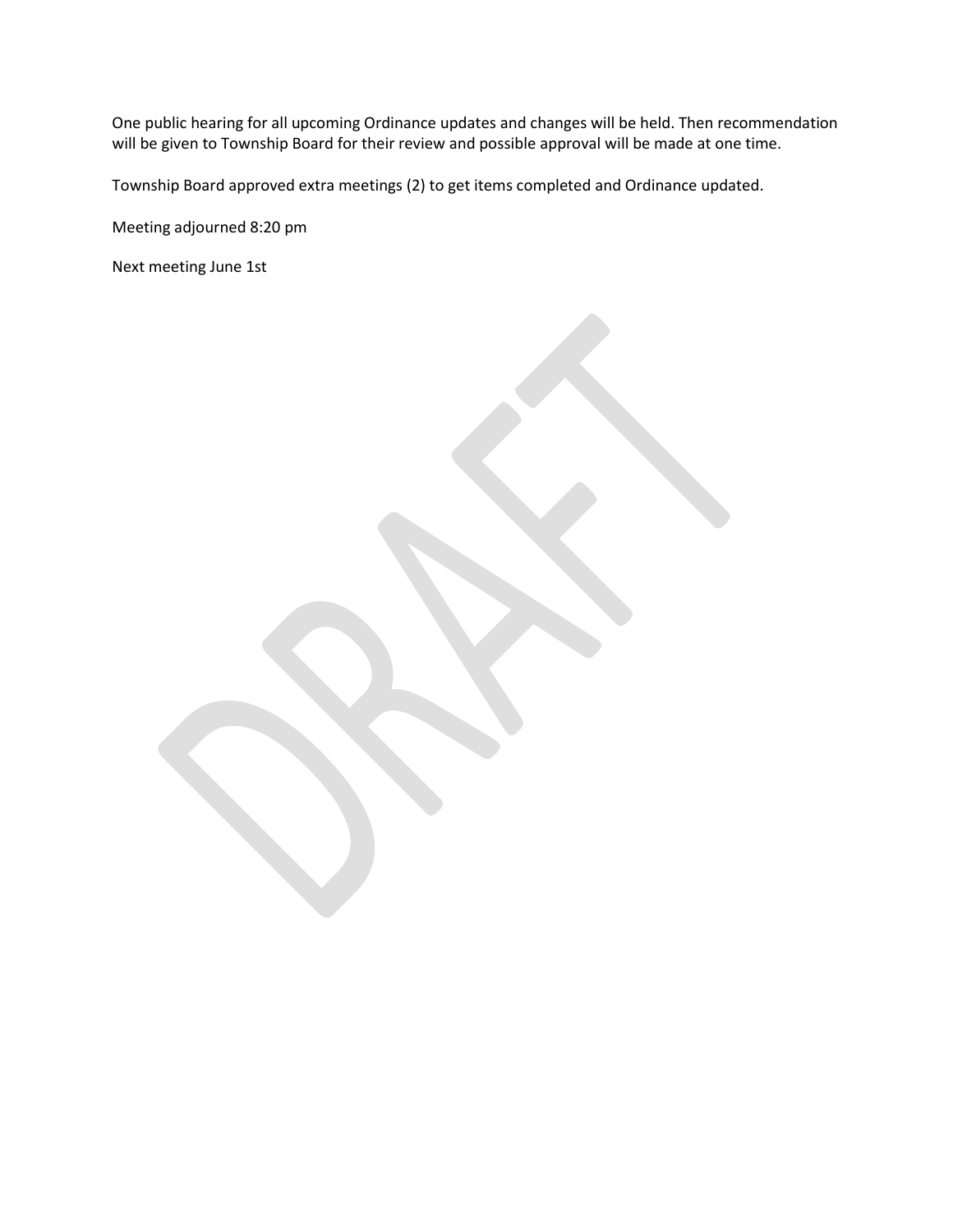One public hearing for all upcoming Ordinance updates and changes will be held. Then recommendation will be given to Township Board for their review and possible approval will be made at one time.

Township Board approved extra meetings (2) to get items completed and Ordinance updated.

Meeting adjourned 8:20 pm

Next meeting June 1st